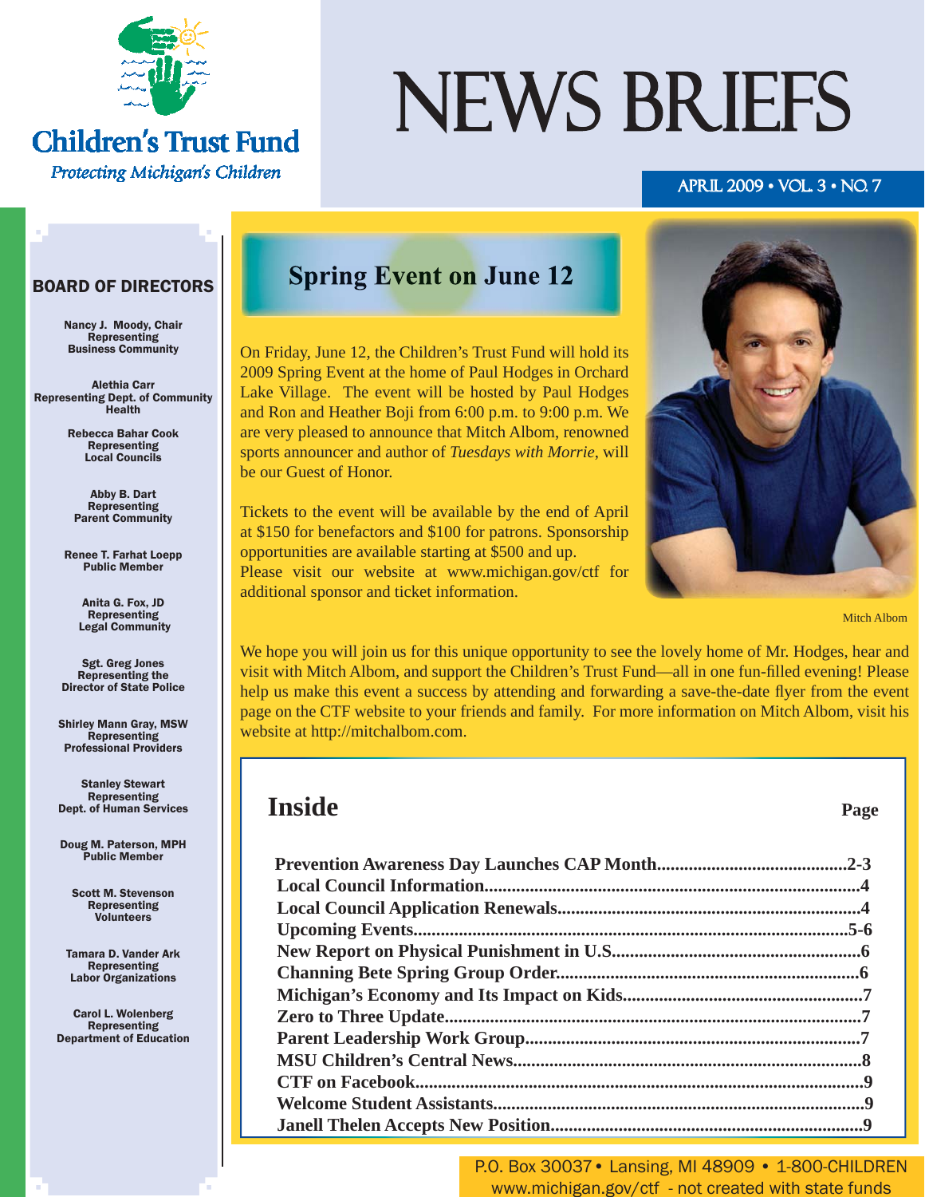# Children's Trust Fund

*Protecting Michigan's Children*

# NEWS BRIEFS

APRIL 2009 • VOL. 3 • NO. 7

## BOARD OF DIRECTORS

**Nancy J. Moody, Chair**
Representing
Business Community

**Alethia Carr**
Representing Dept. of Community
Health

**Rebecca Bahar Cook**
Representing
Local Councils

**Abby B. Dart**
Representing
Parent Community

**Renee T. Farhat Loepp**
Public Member

**Anita G. Fox, JD**
Representing
Legal Community

**Sgt. Greg Jones**
Representing the
Director of State Police

**Shirley Mann Gray, MSW**
Representing
Professional Providers

**Stanley Stewart**
Representing
Dept. of Human Services

**Doug M. Paterson, MPH**
Public Member

**Scott M. Stevenson**
Representing
Volunteers

**Tamara D. Vander Ark**
Representing
Labor Organizations

**Carol L. Wolenberg**
Representing
Department of Education

## Spring Event on June 12

On Friday, June 12, the Children's Trust Fund will hold its 2009 Spring Event at the home of Paul Hodges in Orchard Lake Village. The event will be hosted by Paul Hodges and Ron and Heather Boji from 6:00 p.m. to 9:00 p.m. We are very pleased to announce that Mitch Albom, renowned sports announcer and author of *Tuesdays with Morrie*, will be our Guest of Honor.

Tickets to the event will be available by the end of April at $150 for benefactors and $100 for patrons. Sponsorship opportunities are available starting at $500 and up. Please visit our website at www.michigan.gov/ctf for additional sponsor and ticket information.

Mitch Albom

We hope you will join us for this unique opportunity to see the lovely home of Mr. Hodges, hear and visit with Mitch Albom, and support the Children's Trust Fund—all in one fun-filled evening! Please help us make this event a success by attending and forwarding a save-the-date flyer from the event page on the CTF website to your friends and family. For more information on Mitch Albom, visit his website at http://mitchalbom.com.

## Inside

| | Page |
|---|---|
| Prevention Awareness Day Launches CAP Month | 2-3 |
| Local Council Information | 4 |
| Local Council Application Renewals | 4 |
| Upcoming Events | 5-6 |
| New Report on Physical Punishment in U.S. | 6 |
| Channing Bete Spring Group Order | 6 |
| Michigan's Economy and Its Impact on Kids | 7 |
| Zero to Three Update | 7 |
| Parent Leadership Work Group | 7 |
| MSU Children's Central News | 8 |
| CTF on Facebook | 9 |
| Welcome Student Assistants | 9 |
| Janell Thelen Accepts New Position | 9 |

P.O. Box 30037 • Lansing, MI 48909 • 1-800-CHILDREN
www.michigan.gov/ctf - not created with state funds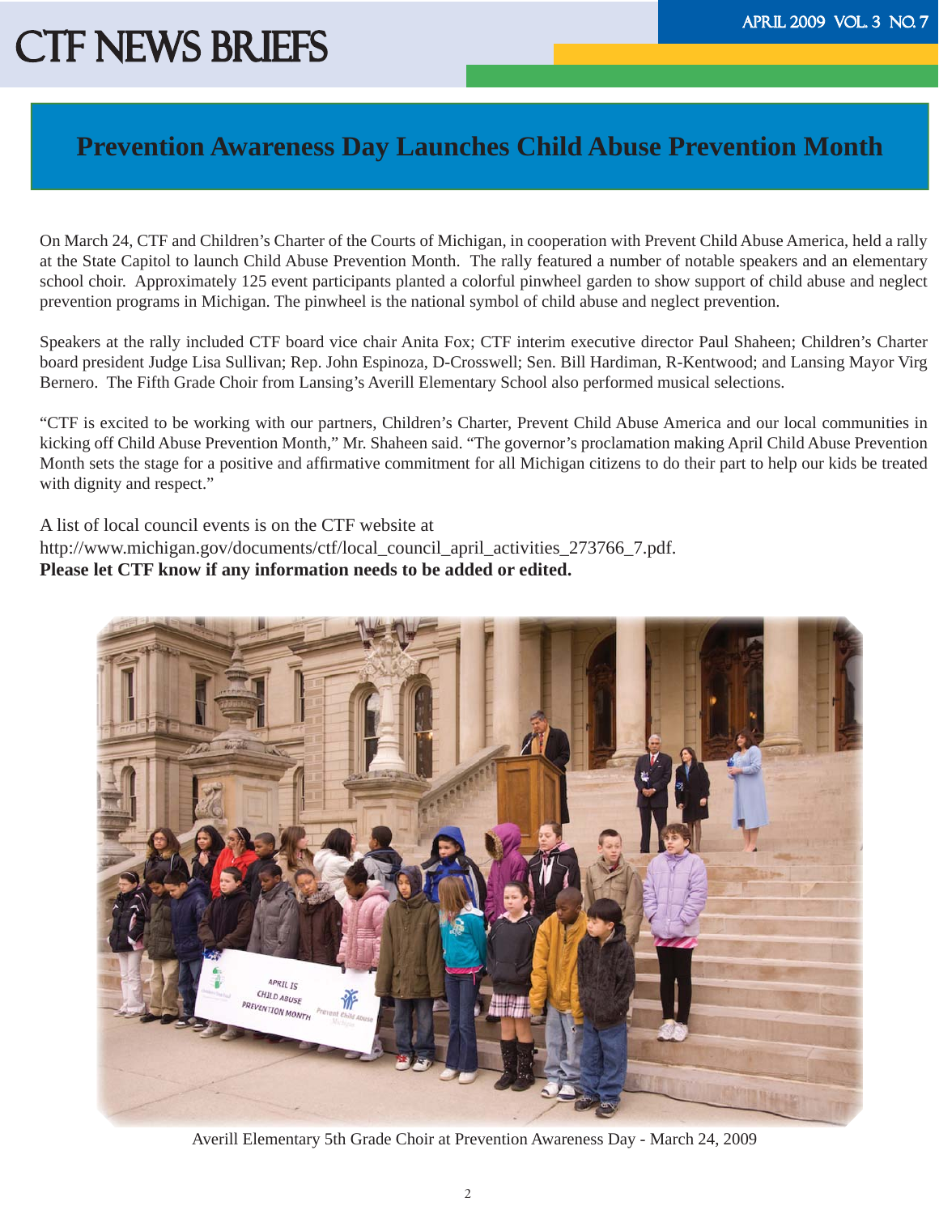## Prevention Awareness Day Launches Child Abuse Prevention Month

On March 24, CTF and Children's Charter of the Courts of Michigan, in cooperation with Prevent Child Abuse America, held a rally at the State Capitol to launch Child Abuse Prevention Month. The rally featured a number of notable speakers and an elementary school choir. Approximately 125 event participants planted a colorful pinwheel garden to show support of child abuse and neglect prevention programs in Michigan. The pinwheel is the national symbol of child abuse and neglect prevention.

Speakers at the rally included CTF board vice chair Anita Fox; CTF interim executive director Paul Shaheen; Children's Charter board president Judge Lisa Sullivan; Rep. John Espinoza, D-Crosswell; Sen. Bill Hardiman, R-Kentwood; and Lansing Mayor Virg Bernero. The Fifth Grade Choir from Lansing's Averill Elementary School also performed musical selections.

"CTF is excited to be working with our partners, Children's Charter, Prevent Child Abuse America and our local communities in kicking off Child Abuse Prevention Month," Mr. Shaheen said. "The governor's proclamation making April Child Abuse Prevention Month sets the stage for a positive and affirmative commitment for all Michigan citizens to do their part to help our kids be treated with dignity and respect."

A list of local council events is on the CTF website at http://www.michigan.gov/documents/ctf/local_council_april_activities_273766_7.pdf.
**Please let CTF know if any information needs to be added or edited.**

Averill Elementary 5th Grade Choir at Prevention Awareness Day - March 24, 2009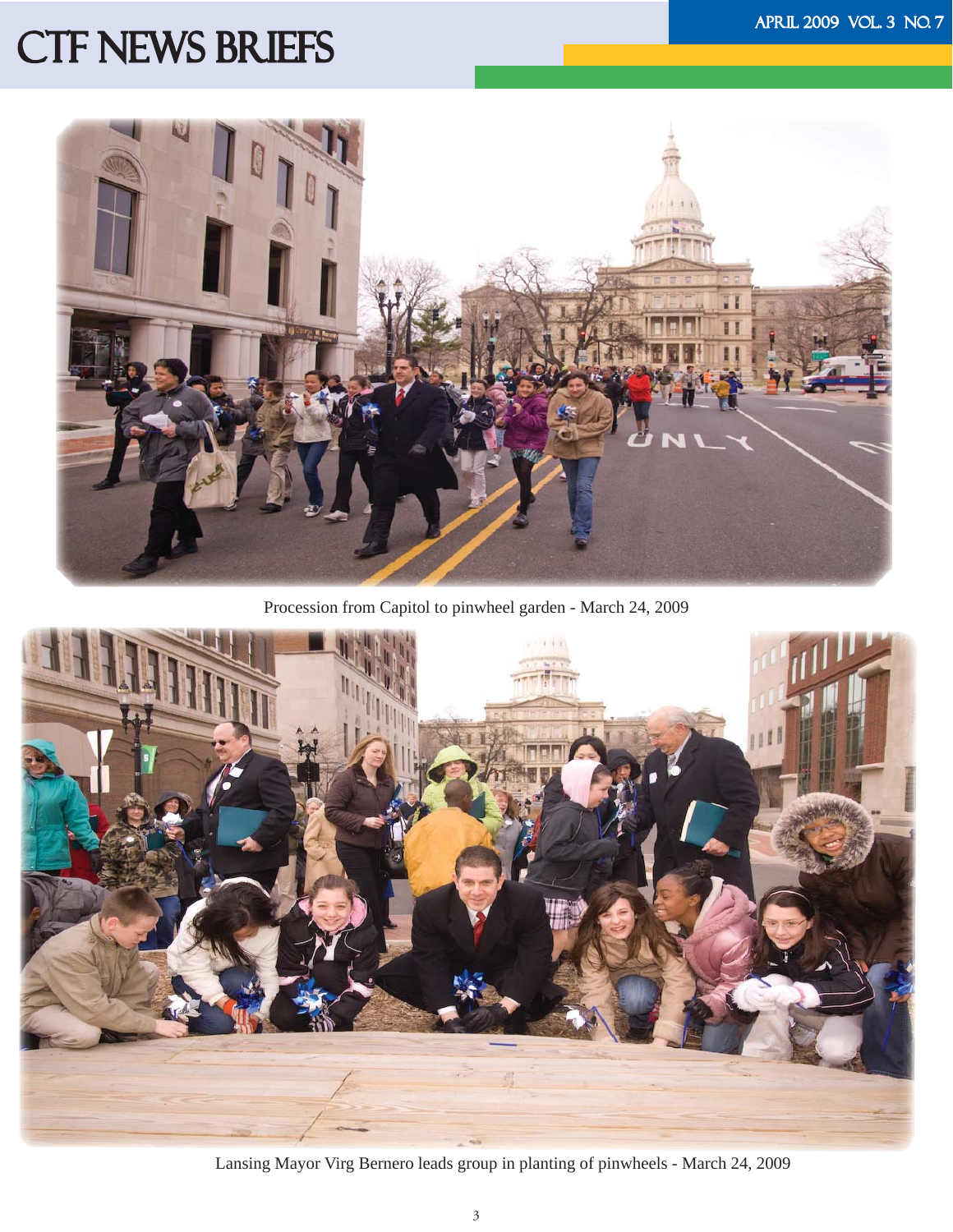Procession from Capitol to pinwheel garden - March 24, 2009

Lansing Mayor Virg Bernero leads group in planting of pinwheels - March 24, 2009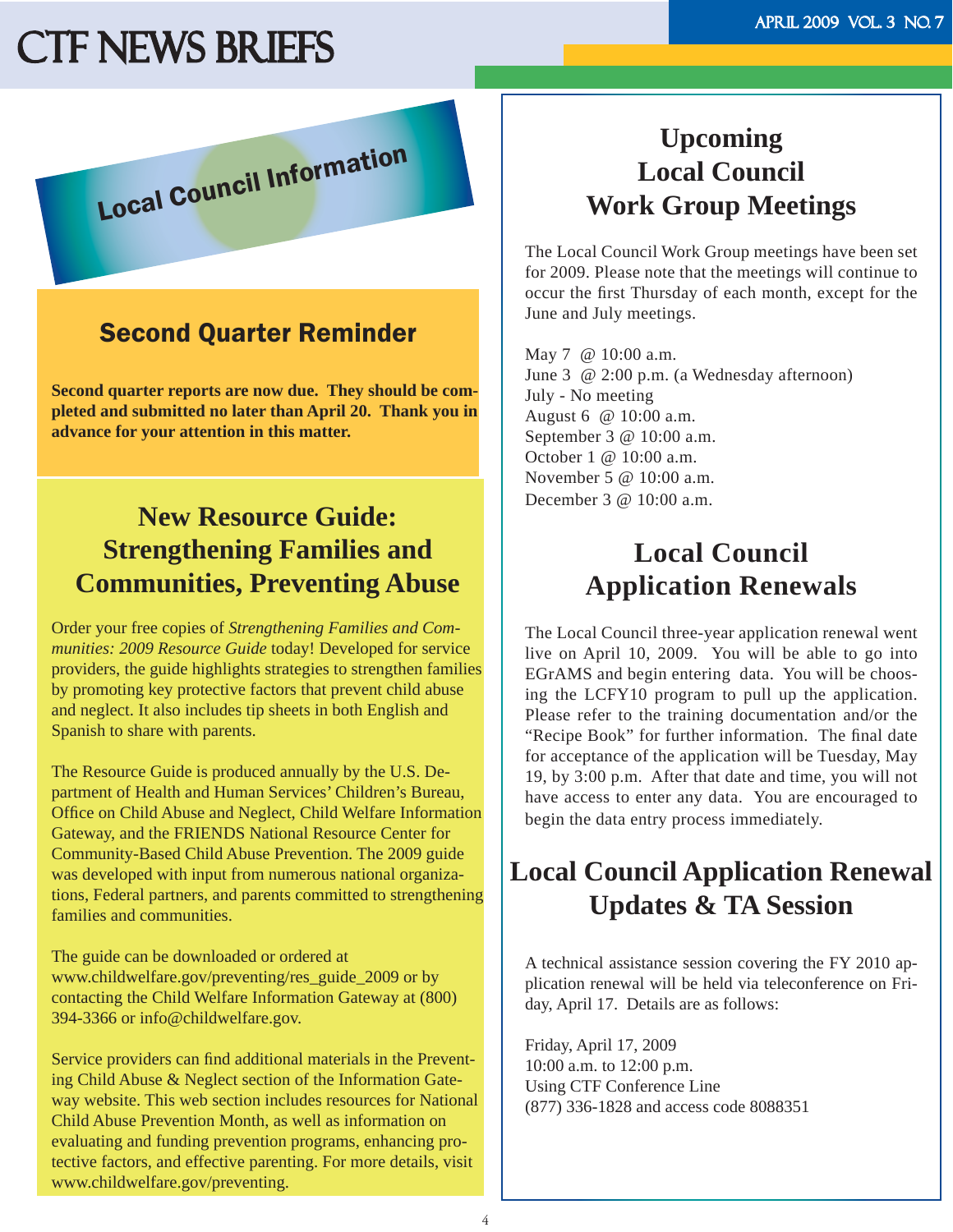# CTF NEWS BRIEFS

## Local Council Information

### Second Quarter Reminder

**Second quarter reports are now due. They should be completed and submitted no later than April 20. Thank you in advance for your attention in this matter.**

## New Resource Guide: Strengthening Families and Communities, Preventing Abuse

Order your free copies of *Strengthening Families and Communities: 2009 Resource Guide* today! Developed for service providers, the guide highlights strategies to strengthen families by promoting key protective factors that prevent child abuse and neglect. It also includes tip sheets in both English and Spanish to share with parents.

The Resource Guide is produced annually by the U.S. Department of Health and Human Services' Children's Bureau, Office on Child Abuse and Neglect, Child Welfare Information Gateway, and the FRIENDS National Resource Center for Community-Based Child Abuse Prevention. The 2009 guide was developed with input from numerous national organizations, Federal partners, and parents committed to strengthening families and communities.

The guide can be downloaded or ordered at www.childwelfare.gov/preventing/res_guide_2009 or by contacting the Child Welfare Information Gateway at (800) 394-3366 or info@childwelfare.gov.

Service providers can find additional materials in the Preventing Child Abuse & Neglect section of the Information Gateway website. This web section includes resources for National Child Abuse Prevention Month, as well as information on evaluating and funding prevention programs, enhancing protective factors, and effective parenting. For more details, visit www.childwelfare.gov/preventing.

## Upcoming Local Council Work Group Meetings

The Local Council Work Group meetings have been set for 2009. Please note that the meetings will continue to occur the first Thursday of each month, except for the June and July meetings.

May 7 @ 10:00 a.m.
June 3 @ 2:00 p.m. (a Wednesday afternoon)
July - No meeting
August 6 @ 10:00 a.m.
September 3 @ 10:00 a.m.
October 1 @ 10:00 a.m.
November 5 @ 10:00 a.m.
December 3 @ 10:00 a.m.

## Local Council Application Renewals

The Local Council three-year application renewal went live on April 10, 2009. You will be able to go into EGrAMS and begin entering data. You will be choosing the LCFY10 program to pull up the application. Please refer to the training documentation and/or the "Recipe Book" for further information. The final date for acceptance of the application will be Tuesday, May 19, by 3:00 p.m. After that date and time, you will not have access to enter any data. You are encouraged to begin the data entry process immediately.

## Local Council Application Renewal Updates & TA Session

A technical assistance session covering the FY 2010 application renewal will be held via teleconference on Friday, April 17. Details are as follows:

Friday, April 17, 2009
10:00 a.m. to 12:00 p.m.
Using CTF Conference Line
(877) 336-1828 and access code 8088351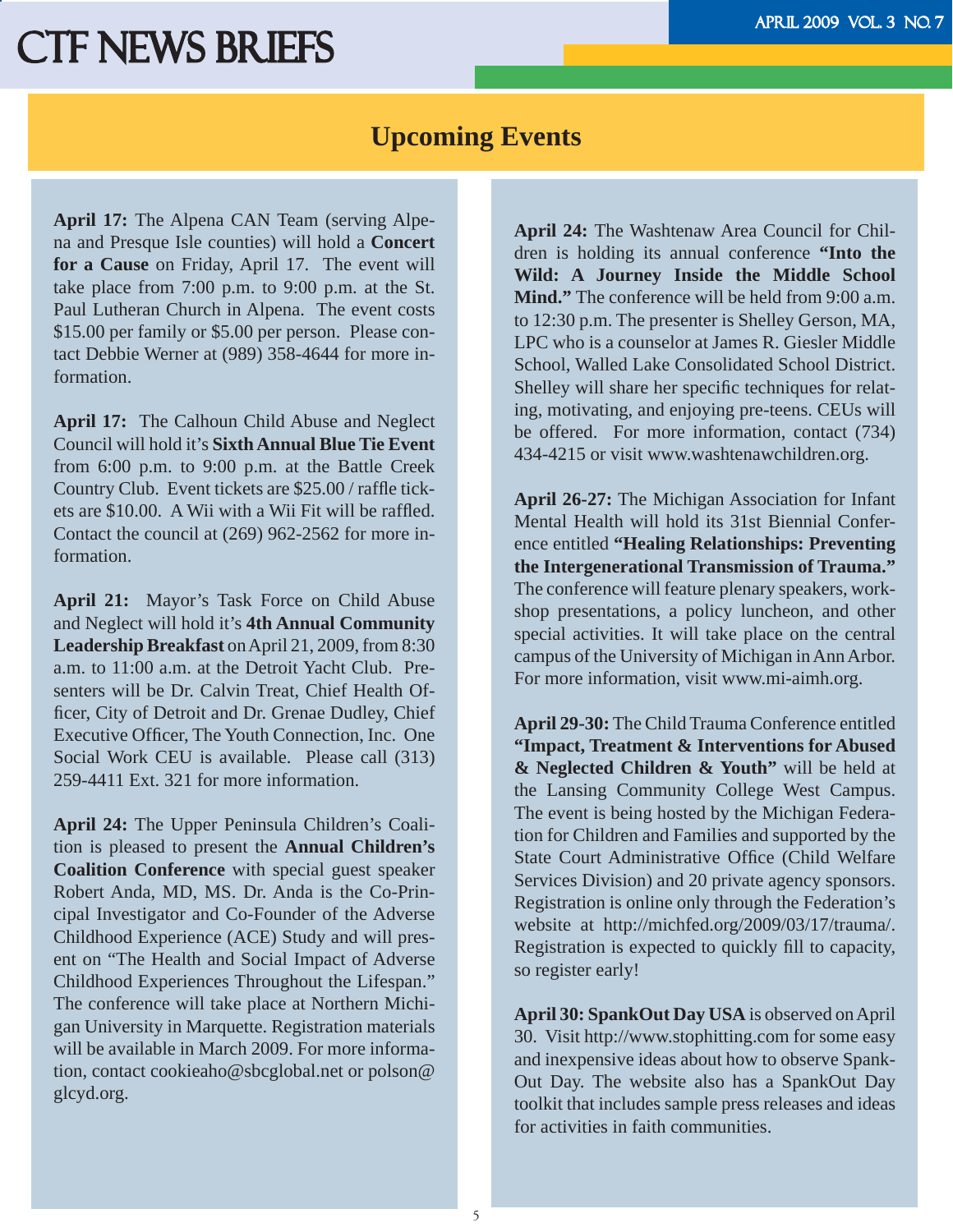## Upcoming Events

**April 17:** The Alpena CAN Team (serving Alpena and Presque Isle counties) will hold a **Concert for a Cause** on Friday, April 17. The event will take place from 7:00 p.m. to 9:00 p.m. at the St. Paul Lutheran Church in Alpena. The event costs $15.00 per family or $5.00 per person. Please contact Debbie Werner at (989) 358-4644 for more information.

**April 17:** The Calhoun Child Abuse and Neglect Council will hold it's **Sixth Annual Blue Tie Event** from 6:00 p.m. to 9:00 p.m. at the Battle Creek Country Club. Event tickets are $25.00 / raffle tickets are $10.00. A Wii with a Wii Fit will be raffled. Contact the council at (269) 962-2562 for more information.

**April 21:** Mayor's Task Force on Child Abuse and Neglect will hold it's **4th Annual Community Leadership Breakfast** on April 21, 2009, from 8:30 a.m. to 11:00 a.m. at the Detroit Yacht Club. Presenters will be Dr. Calvin Treat, Chief Health Officer, City of Detroit and Dr. Grenae Dudley, Chief Executive Officer, The Youth Connection, Inc. One Social Work CEU is available. Please call (313) 259-4411 Ext. 321 for more information.

**April 24:** The Upper Peninsula Children's Coalition is pleased to present the **Annual Children's Coalition Conference** with special guest speaker Robert Anda, MD, MS. Dr. Anda is the Co-Principal Investigator and Co-Founder of the Adverse Childhood Experience (ACE) Study and will present on "The Health and Social Impact of Adverse Childhood Experiences Throughout the Lifespan." The conference will take place at Northern Michigan University in Marquette. Registration materials will be available in March 2009. For more information, contact cookieaho@sbcglobal.net or polson@glcyd.org.

**April 24:** The Washtenaw Area Council for Children is holding its annual conference **"Into the Wild: A Journey Inside the Middle School Mind."** The conference will be held from 9:00 a.m. to 12:30 p.m. The presenter is Shelley Gerson, MA, LPC who is a counselor at James R. Giesler Middle School, Walled Lake Consolidated School District. Shelley will share her specific techniques for relating, motivating, and enjoying pre-teens. CEUs will be offered. For more information, contact (734) 434-4215 or visit www.washtenawchildren.org.

**April 26-27:** The Michigan Association for Infant Mental Health will hold its 31st Biennial Conference entitled **"Healing Relationships: Preventing the Intergenerational Transmission of Trauma."** The conference will feature plenary speakers, workshop presentations, a policy luncheon, and other special activities. It will take place on the central campus of the University of Michigan in Ann Arbor. For more information, visit www.mi-aimh.org.

**April 29-30:** The Child Trauma Conference entitled **"Impact, Treatment & Interventions for Abused & Neglected Children & Youth"** will be held at the Lansing Community College West Campus. The event is being hosted by the Michigan Federation for Children and Families and supported by the State Court Administrative Office (Child Welfare Services Division) and 20 private agency sponsors. Registration is online only through the Federation's website at http://michfed.org/2009/03/17/trauma/. Registration is expected to quickly fill to capacity, so register early!

**April 30: SpankOut Day USA** is observed on April 30. Visit http://www.stophitting.com for some easy and inexpensive ideas about how to observe SpankOut Day. The website also has a SpankOut Day toolkit that includes sample press releases and ideas for activities in faith communities.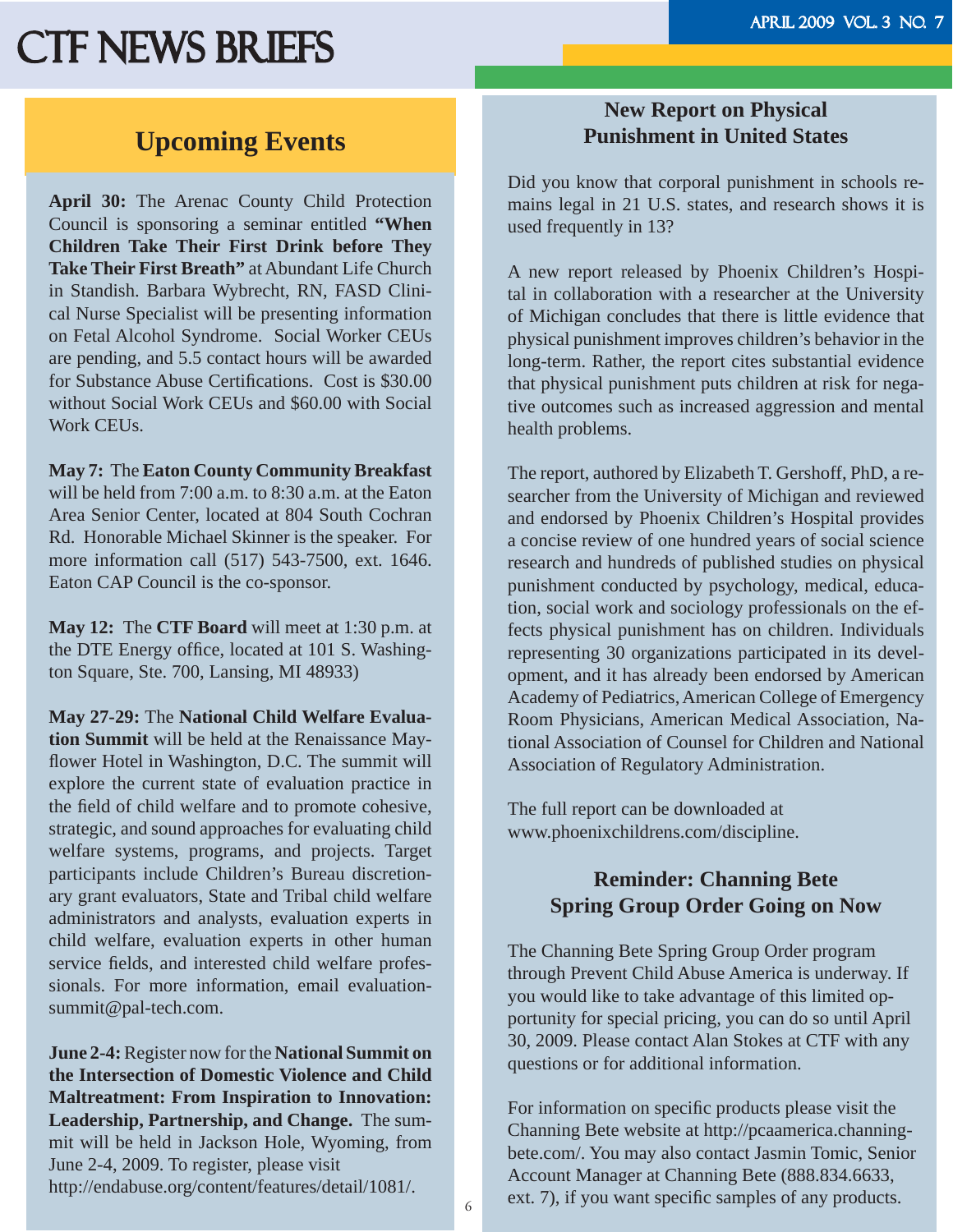# CTF NEWS BRIEFS

## Upcoming Events

**April 30:** The Arenac County Child Protection Council is sponsoring a seminar entitled **"When Children Take Their First Drink before They Take Their First Breath"** at Abundant Life Church in Standish. Barbara Wybrecht, RN, FASD Clinical Nurse Specialist will be presenting information on Fetal Alcohol Syndrome. Social Worker CEUs are pending, and 5.5 contact hours will be awarded for Substance Abuse Certifications. Cost is $30.00 without Social Work CEUs and $60.00 with Social Work CEUs.

**May 7:** The **Eaton County Community Breakfast** will be held from 7:00 a.m. to 8:30 a.m. at the Eaton Area Senior Center, located at 804 South Cochran Rd. Honorable Michael Skinner is the speaker. For more information call (517) 543-7500, ext. 1646. Eaton CAP Council is the co-sponsor.

**May 12:** The **CTF Board** will meet at 1:30 p.m. at the DTE Energy office, located at 101 S. Washington Square, Ste. 700, Lansing, MI 48933)

**May 27-29:** The **National Child Welfare Evaluation Summit** will be held at the Renaissance Mayflower Hotel in Washington, D.C. The summit will explore the current state of evaluation practice in the field of child welfare and to promote cohesive, strategic, and sound approaches for evaluating child welfare systems, programs, and projects. Target participants include Children's Bureau discretionary grant evaluators, State and Tribal child welfare administrators and analysts, evaluation experts in child welfare, evaluation experts in other human service fields, and interested child welfare professionals. For more information, email evaluationsummit@pal-tech.com.

**June 2-4:** Register now for the **National Summit on the Intersection of Domestic Violence and Child Maltreatment: From Inspiration to Innovation: Leadership, Partnership, and Change.** The summit will be held in Jackson Hole, Wyoming, from June 2-4, 2009. To register, please visit http://endabuse.org/content/features/detail/1081/.

## New Report on Physical Punishment in United States

Did you know that corporal punishment in schools remains legal in 21 U.S. states, and research shows it is used frequently in 13?

A new report released by Phoenix Children's Hospital in collaboration with a researcher at the University of Michigan concludes that there is little evidence that physical punishment improves children's behavior in the long-term. Rather, the report cites substantial evidence that physical punishment puts children at risk for negative outcomes such as increased aggression and mental health problems.

The report, authored by Elizabeth T. Gershoff, PhD, a researcher from the University of Michigan and reviewed and endorsed by Phoenix Children's Hospital provides a concise review of one hundred years of social science research and hundreds of published studies on physical punishment conducted by psychology, medical, education, social work and sociology professionals on the effects physical punishment has on children. Individuals representing 30 organizations participated in its development, and it has already been endorsed by American Academy of Pediatrics, American College of Emergency Room Physicians, American Medical Association, National Association of Counsel for Children and National Association of Regulatory Administration.

The full report can be downloaded at www.phoenixchildrens.com/discipline.

## Reminder: Channing Bete Spring Group Order Going on Now

The Channing Bete Spring Group Order program through Prevent Child Abuse America is underway. If you would like to take advantage of this limited opportunity for special pricing, you can do so until April 30, 2009. Please contact Alan Stokes at CTF with any questions or for additional information.

For information on specific products please visit the Channing Bete website at http://pcaamerica.channing-bete.com/. You may also contact Jasmin Tomic, Senior Account Manager at Channing Bete (888.834.6633, ext. 7), if you want specific samples of any products.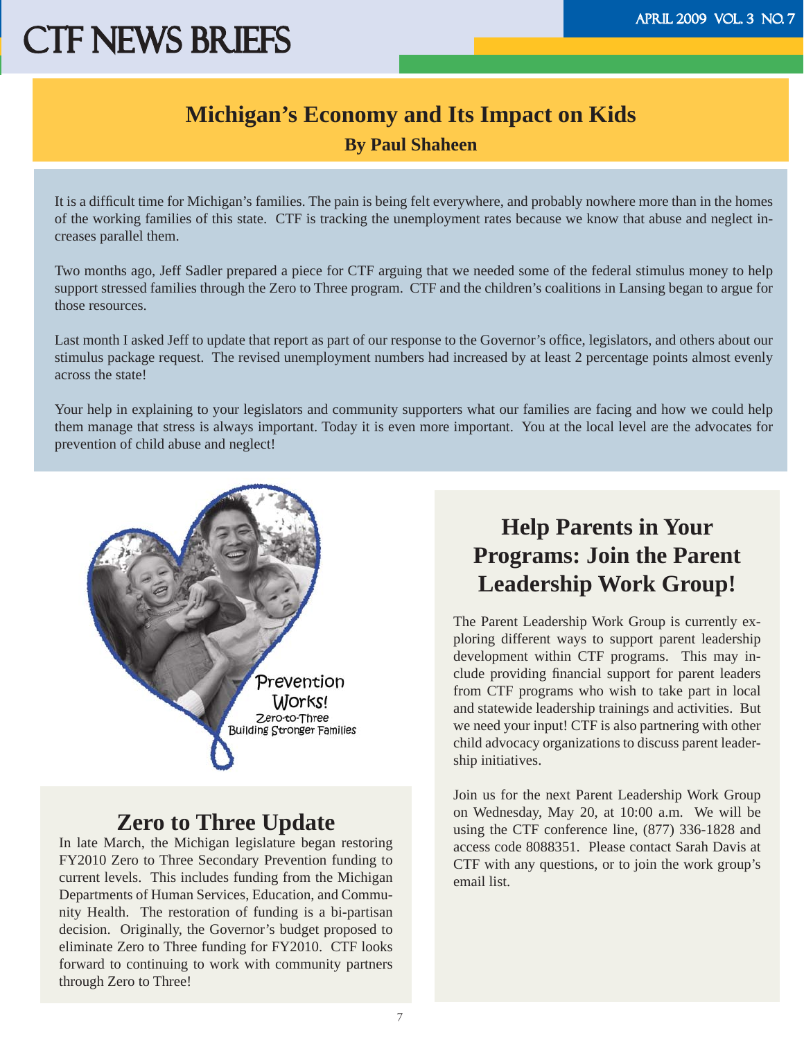# Michigan's Economy and Its Impact on Kids

**By Paul Shaheen**

It is a difficult time for Michigan's families. The pain is being felt everywhere, and probably nowhere more than in the homes of the working families of this state. CTF is tracking the unemployment rates because we know that abuse and neglect increases parallel them.

Two months ago, Jeff Sadler prepared a piece for CTF arguing that we needed some of the federal stimulus money to help support stressed families through the Zero to Three program. CTF and the children's coalitions in Lansing began to argue for those resources.

Last month I asked Jeff to update that report as part of our response to the Governor's office, legislators, and others about our stimulus package request. The revised unemployment numbers had increased by at least 2 percentage points almost evenly across the state!

Your help in explaining to your legislators and community supporters what our families are facing and how we could help them manage that stress is always important. Today it is even more important. You at the local level are the advocates for prevention of child abuse and neglect!

Prevention Works!
Zero-to-Three
Building Stronger Families

## Zero to Three Update

In late March, the Michigan legislature began restoring FY2010 Zero to Three Secondary Prevention funding to current levels. This includes funding from the Michigan Departments of Human Services, Education, and Community Health. The restoration of funding is a bi-partisan decision. Originally, the Governor's budget proposed to eliminate Zero to Three funding for FY2010. CTF looks forward to continuing to work with community partners through Zero to Three!

## Help Parents in Your Programs: Join the Parent Leadership Work Group!

The Parent Leadership Work Group is currently exploring different ways to support parent leadership development within CTF programs. This may include providing financial support for parent leaders from CTF programs who wish to take part in local and statewide leadership trainings and activities. But we need your input! CTF is also partnering with other child advocacy organizations to discuss parent leadership initiatives.

Join us for the next Parent Leadership Work Group on Wednesday, May 20, at 10:00 a.m. We will be using the CTF conference line, (877) 336-1828 and access code 8088351. Please contact Sarah Davis at CTF with any questions, or to join the work group's email list.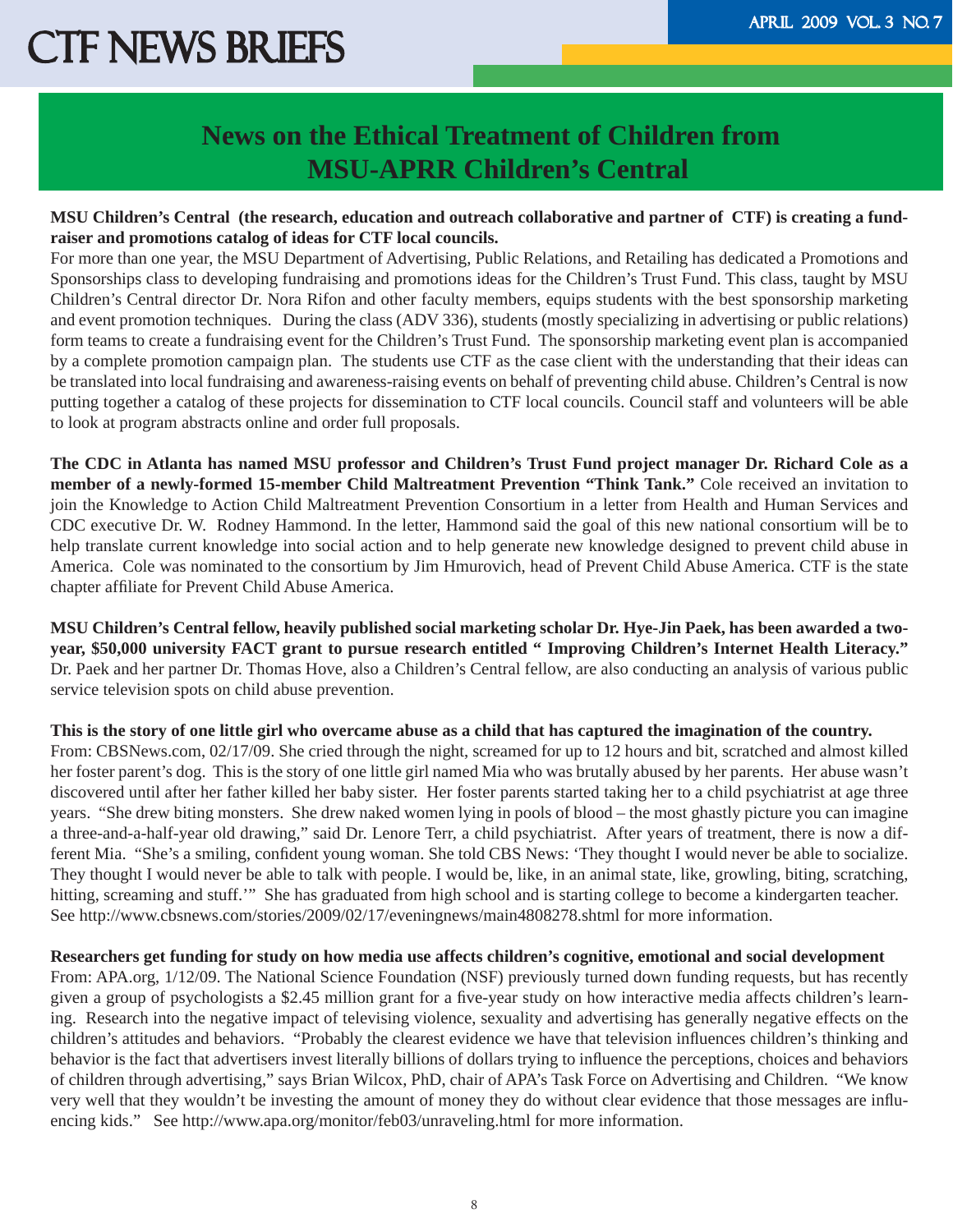## News on the Ethical Treatment of Children from MSU-APRR Children's Central

**MSU Children's Central (the research, education and outreach collaborative and partner of CTF) is creating a fund-raiser and promotions catalog of ideas for CTF local councils.**
For more than one year, the MSU Department of Advertising, Public Relations, and Retailing has dedicated a Promotions and Sponsorships class to developing fundraising and promotions ideas for the Children's Trust Fund. This class, taught by MSU Children's Central director Dr. Nora Rifon and other faculty members, equips students with the best sponsorship marketing and event promotion techniques. During the class (ADV 336), students (mostly specializing in advertising or public relations) form teams to create a fundraising event for the Children's Trust Fund. The sponsorship marketing event plan is accompanied by a complete promotion campaign plan. The students use CTF as the case client with the understanding that their ideas can be translated into local fundraising and awareness-raising events on behalf of preventing child abuse. Children's Central is now putting together a catalog of these projects for dissemination to CTF local councils. Council staff and volunteers will be able to look at program abstracts online and order full proposals.

**The CDC in Atlanta has named MSU professor and Children's Trust Fund project manager Dr. Richard Cole as a member of a newly-formed 15-member Child Maltreatment Prevention "Think Tank."** Cole received an invitation to join the Knowledge to Action Child Maltreatment Prevention Consortium in a letter from Health and Human Services and CDC executive Dr. W. Rodney Hammond. In the letter, Hammond said the goal of this new national consortium will be to help translate current knowledge into social action and to help generate new knowledge designed to prevent child abuse in America. Cole was nominated to the consortium by Jim Hmurovich, head of Prevent Child Abuse America. CTF is the state chapter affiliate for Prevent Child Abuse America.

**MSU Children's Central fellow, heavily published social marketing scholar Dr. Hye-Jin Paek, has been awarded a two-year, $50,000 university FACT grant to pursue research entitled " Improving Children's Internet Health Literacy."** Dr. Paek and her partner Dr. Thomas Hove, also a Children's Central fellow, are also conducting an analysis of various public service television spots on child abuse prevention.

**This is the story of one little girl who overcame abuse as a child that has captured the imagination of the country.**
From: CBSNews.com, 02/17/09. She cried through the night, screamed for up to 12 hours and bit, scratched and almost killed her foster parent's dog. This is the story of one little girl named Mia who was brutally abused by her parents. Her abuse wasn't discovered until after her father killed her baby sister. Her foster parents started taking her to a child psychiatrist at age three years. "She drew biting monsters. She drew naked women lying in pools of blood – the most ghastly picture you can imagine a three-and-a-half-year old drawing," said Dr. Lenore Terr, a child psychiatrist. After years of treatment, there is now a different Mia. "She's a smiling, confident young woman. She told CBS News: 'They thought I would never be able to socialize. They thought I would never be able to talk with people. I would be, like, in an animal state, like, growling, biting, scratching, hitting, screaming and stuff.'" She has graduated from high school and is starting college to become a kindergarten teacher. See http://www.cbsnews.com/stories/2009/02/17/eveningnews/main4808278.shtml for more information.

**Researchers get funding for study on how media use affects children's cognitive, emotional and social development**
From: APA.org, 1/12/09. The National Science Foundation (NSF) previously turned down funding requests, but has recently given a group of psychologists a $2.45 million grant for a five-year study on how interactive media affects children's learning. Research into the negative impact of televising violence, sexuality and advertising has generally negative effects on the children's attitudes and behaviors. "Probably the clearest evidence we have that television influences children's thinking and behavior is the fact that advertisers invest literally billions of dollars trying to influence the perceptions, choices and behaviors of children through advertising," says Brian Wilcox, PhD, chair of APA's Task Force on Advertising and Children. "We know very well that they wouldn't be investing the amount of money they do without clear evidence that those messages are influencing kids." See http://www.apa.org/monitor/feb03/unraveling.html for more information.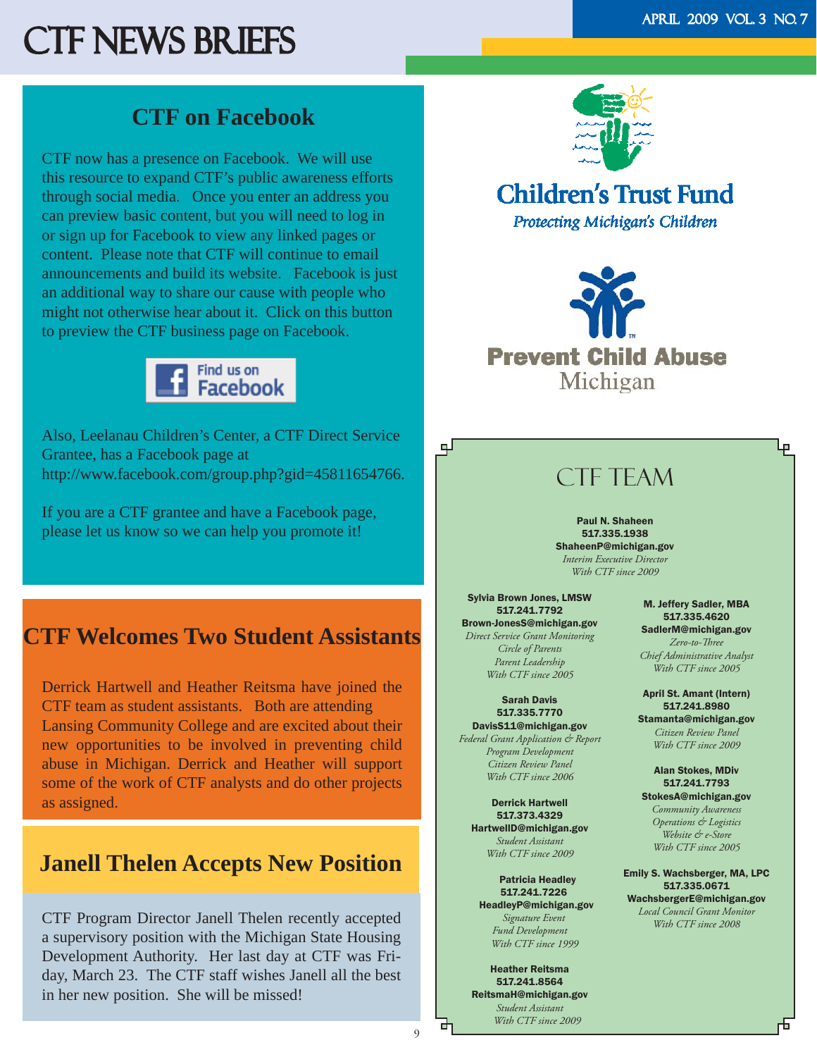# CTF NEWS BRIEFS

## CTF on Facebook

CTF now has a presence on Facebook. We will use this resource to expand CTF's public awareness efforts through social media. Once you enter an address you can preview basic content, but you will need to log in or sign up for Facebook to view any linked pages or content. Please note that CTF will continue to email announcements and build its website. Facebook is just an additional way to share our cause with people who might not otherwise hear about it. Click on this button to preview the CTF business page on Facebook.

Find us on Facebook

Also, Leelanau Children's Center, a CTF Direct Service Grantee, has a Facebook page at http://www.facebook.com/group.php?gid=45811654766.

If you are a CTF grantee and have a Facebook page, please let us know so we can help you promote it!

## CTF Welcomes Two Student Assistants

Derrick Hartwell and Heather Reitsma have joined the CTF team as student assistants. Both are attending Lansing Community College and are excited about their new opportunities to be involved in preventing child abuse in Michigan. Derrick and Heather will support some of the work of CTF analysts and do other projects as assigned.

## Janell Thelen Accepts New Position

CTF Program Director Janell Thelen recently accepted a supervisory position with the Michigan State Housing Development Authority. Her last day at CTF was Friday, March 23. The CTF staff wishes Janell all the best in her new position. She will be missed!

Children's Trust Fund
*Protecting Michigan's Children*

Prevent Child Abuse Michigan

## CTF TEAM

**Paul N. Shaheen**
**517.335.1938**
**ShaheenP@michigan.gov**
*Interim Executive Director*
*With CTF since 2009*

**Sylvia Brown Jones, LMSW**
**517.241.7792**
**Brown-JonesS@michigan.gov**
*Direct Service Grant Monitoring*
*Circle of Parents*
*Parent Leadership*
*With CTF since 2005*

**Sarah Davis**
**517.335.7770**
**DavisS11@michigan.gov**
*Federal Grant Application & Report*
*Program Development*
*Citizen Review Panel*
*With CTF since 2006*

**Derrick Hartwell**
**517.373.4329**
**HartwellD@michigan.gov**
*Student Assistant*
*With CTF since 2009*

**Patricia Headley**
**517.241.7226**
**HeadleyP@michigan.gov**
*Signature Event*
*Fund Development*
*With CTF since 1999*

**Heather Reitsma**
**517.241.8564**
**ReitsmaH@michigan.gov**
*Student Assistant*
*With CTF since 2009*

**M. Jeffery Sadler, MBA**
**517.335.4620**
**SadlerM@michigan.gov**
*Zero-to-Three*
*Chief Administrative Analyst*
*With CTF since 2005*

**April St. Amant (Intern)**
**517.241.8980**
**Stamanta@michigan.gov**
*Citizen Review Panel*
*With CTF since 2009*

**Alan Stokes, MDiv**
**517.241.7793**
**StokesA@michigan.gov**
*Community Awareness*
*Operations & Logistics*
*Website & e-Store*
*With CTF since 2005*

**Emily S. Wachsberger, MA, LPC**
**517.335.0671**
**WachsbergerE@michigan.gov**
*Local Council Grant Monitor*
*With CTF since 2008*